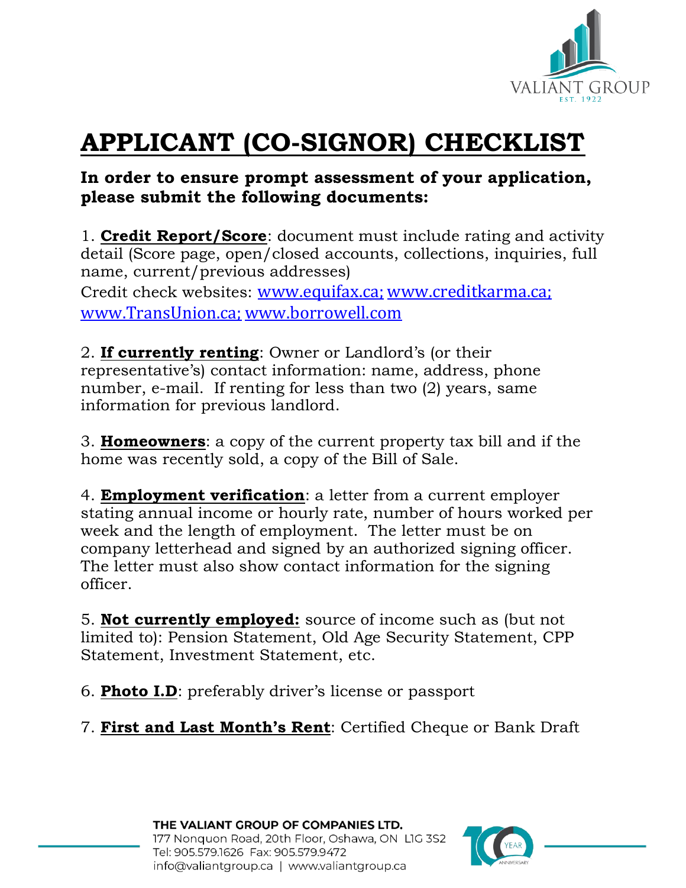VALIANT GROUP
EST. 1922

# APPLICANT (CO-SIGNOR) CHECKLIST

**In order to ensure prompt assessment of your application, please submit the following documents:**

1. **Credit Report/Score**: document must include rating and activity detail (Score page, open/closed accounts, collections, inquiries, full name, current/previous addresses)
Credit check websites: www.equifax.ca; www.creditkarma.ca; www.TransUnion.ca; www.borrowell.com

2. **If currently renting**: Owner or Landlord's (or their representative's) contact information: name, address, phone number, e-mail. If renting for less than two (2) years, same information for previous landlord.

3. **Homeowners**: a copy of the current property tax bill and if the home was recently sold, a copy of the Bill of Sale.

4. **Employment verification**: a letter from a current employer stating annual income or hourly rate, number of hours worked per week and the length of employment. The letter must be on company letterhead and signed by an authorized signing officer. The letter must also show contact information for the signing officer.

5. **Not currently employed:** source of income such as (but not limited to): Pension Statement, Old Age Security Statement, CPP Statement, Investment Statement, etc.

6. **Photo I.D**: preferably driver's license or passport

7. **First and Last Month's Rent**: Certified Cheque or Bank Draft

**THE VALIANT GROUP OF COMPANIES LTD.**
177 Nonquon Road, 20th Floor, Oshawa, ON L1G 3S2
Tel: 905.579.1626 Fax: 905.579.9472
info@valiantgroup.ca | www.valiantgroup.ca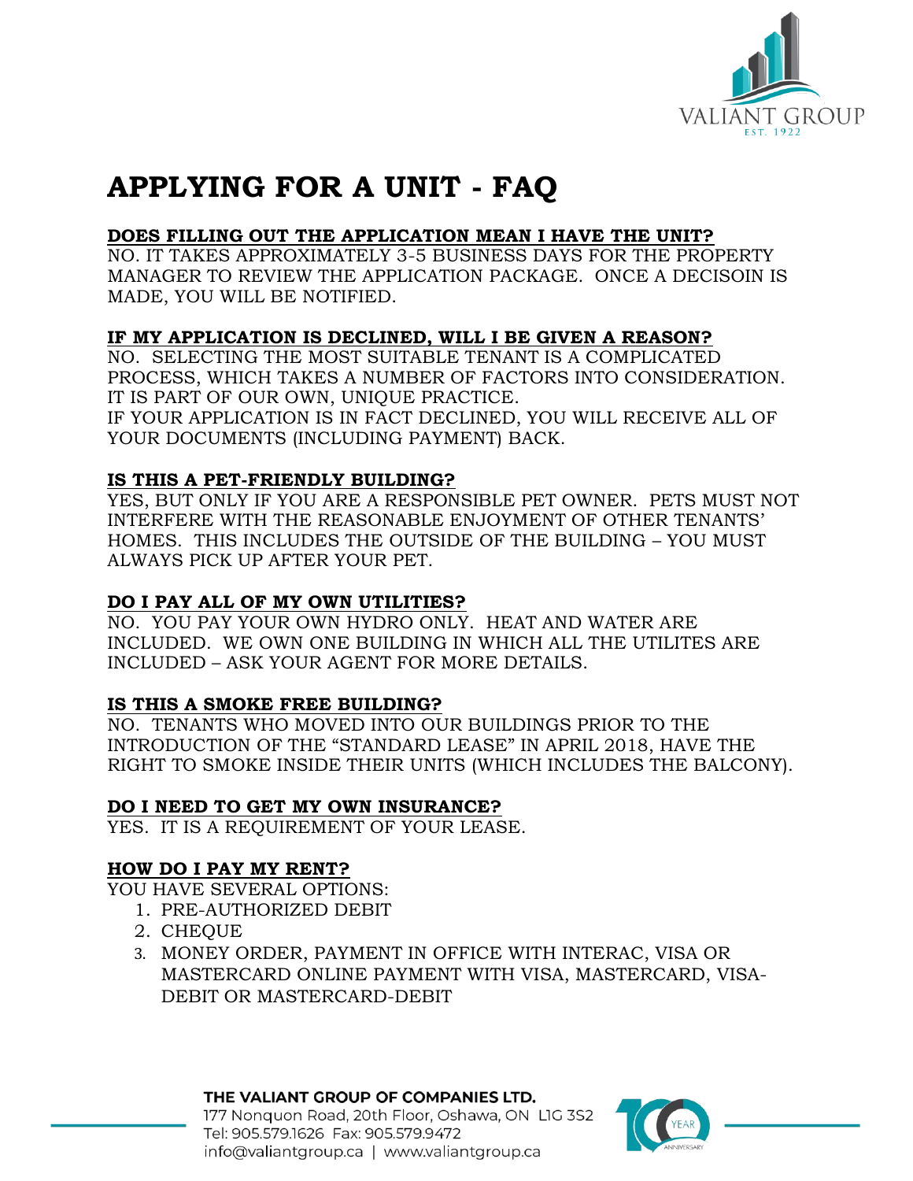# APPLYING FOR A UNIT - FAQ

**DOES FILLING OUT THE APPLICATION MEAN I HAVE THE UNIT?**

NO. IT TAKES APPROXIMATELY 3-5 BUSINESS DAYS FOR THE PROPERTY MANAGER TO REVIEW THE APPLICATION PACKAGE. ONCE A DECISOIN IS MADE, YOU WILL BE NOTIFIED.

**IF MY APPLICATION IS DECLINED, WILL I BE GIVEN A REASON?**

NO. SELECTING THE MOST SUITABLE TENANT IS A COMPLICATED PROCESS, WHICH TAKES A NUMBER OF FACTORS INTO CONSIDERATION. IT IS PART OF OUR OWN, UNIQUE PRACTICE.
IF YOUR APPLICATION IS IN FACT DECLINED, YOU WILL RECEIVE ALL OF YOUR DOCUMENTS (INCLUDING PAYMENT) BACK.

**IS THIS A PET-FRIENDLY BUILDING?**

YES, BUT ONLY IF YOU ARE A RESPONSIBLE PET OWNER. PETS MUST NOT INTERFERE WITH THE REASONABLE ENJOYMENT OF OTHER TENANTS' HOMES. THIS INCLUDES THE OUTSIDE OF THE BUILDING – YOU MUST ALWAYS PICK UP AFTER YOUR PET.

**DO I PAY ALL OF MY OWN UTILITIES?**

NO. YOU PAY YOUR OWN HYDRO ONLY. HEAT AND WATER ARE INCLUDED. WE OWN ONE BUILDING IN WHICH ALL THE UTILITES ARE INCLUDED – ASK YOUR AGENT FOR MORE DETAILS.

**IS THIS A SMOKE FREE BUILDING?**

NO. TENANTS WHO MOVED INTO OUR BUILDINGS PRIOR TO THE INTRODUCTION OF THE "STANDARD LEASE" IN APRIL 2018, HAVE THE RIGHT TO SMOKE INSIDE THEIR UNITS (WHICH INCLUDES THE BALCONY).

**DO I NEED TO GET MY OWN INSURANCE?**

YES. IT IS A REQUIREMENT OF YOUR LEASE.

**HOW DO I PAY MY RENT?**

YOU HAVE SEVERAL OPTIONS:

1. PRE-AUTHORIZED DEBIT
2. CHEQUE
3. MONEY ORDER, PAYMENT IN OFFICE WITH INTERAC, VISA OR MASTERCARD ONLINE PAYMENT WITH VISA, MASTERCARD, VISA-DEBIT OR MASTERCARD-DEBIT